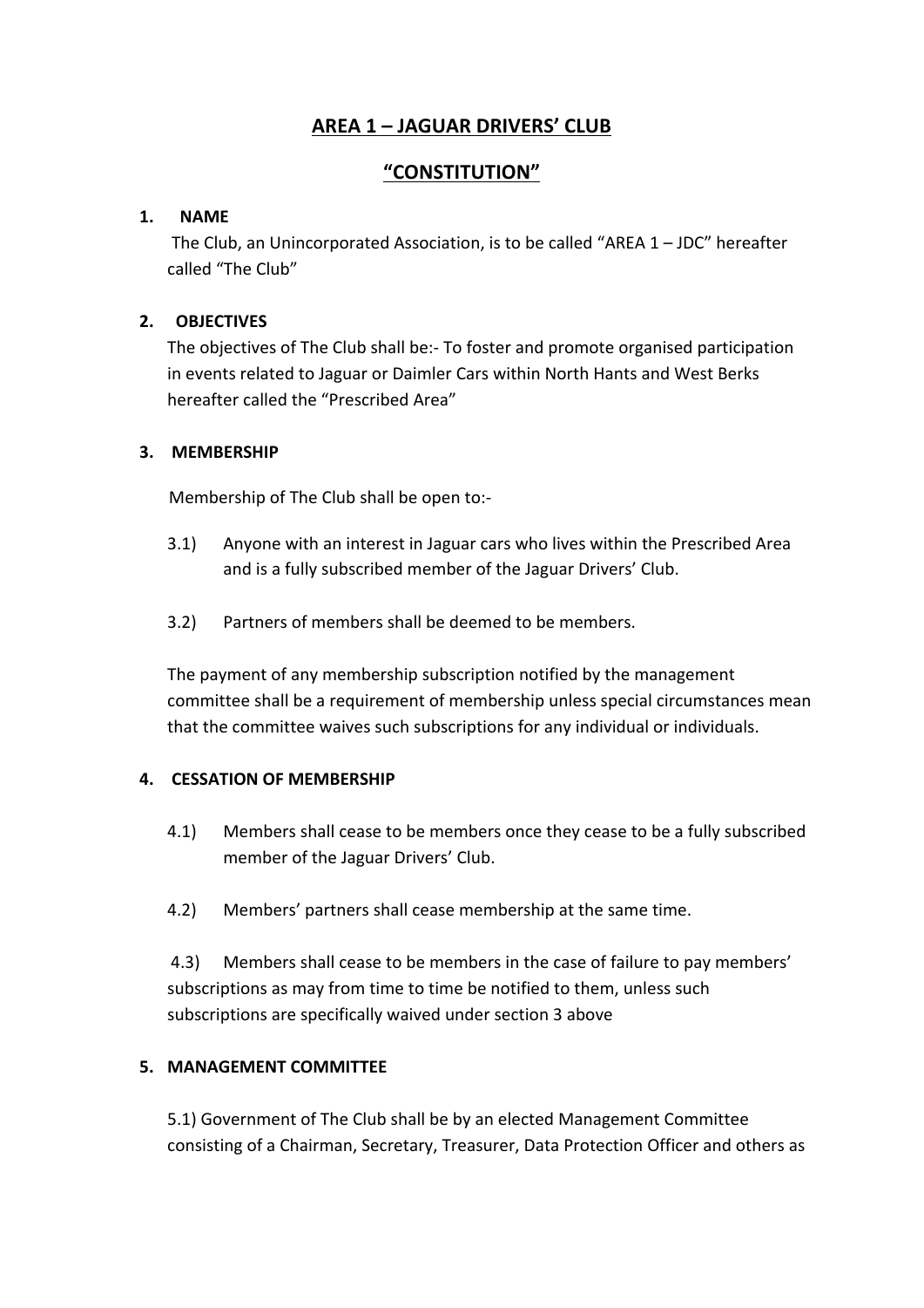# AREA 1 – JAGUAR DRIVERS' CLUB

# "CONSTITUTION"

**1. NAME**

The Club, an Unincorporated Association, is to be called "AREA 1 – JDC" hereafter called "The Club"

**2. OBJECTIVES**

The objectives of The Club shall be:- To foster and promote organised participation in events related to Jaguar or Daimler Cars within North Hants and West Berks hereafter called the "Prescribed Area"

**3. MEMBERSHIP**

Membership of The Club shall be open to:-

3.1) Anyone with an interest in Jaguar cars who lives within the Prescribed Area and is a fully subscribed member of the Jaguar Drivers' Club.

3.2) Partners of members shall be deemed to be members.

The payment of any membership subscription notified by the management committee shall be a requirement of membership unless special circumstances mean that the committee waives such subscriptions for any individual or individuals.

**4. CESSATION OF MEMBERSHIP**

4.1) Members shall cease to be members once they cease to be a fully subscribed member of the Jaguar Drivers' Club.

4.2) Members' partners shall cease membership at the same time.

4.3) Members shall cease to be members in the case of failure to pay members' subscriptions as may from time to time be notified to them, unless such subscriptions are specifically waived under section 3 above

**5. MANAGEMENT COMMITTEE**

5.1) Government of The Club shall be by an elected Management Committee consisting of a Chairman, Secretary, Treasurer, Data Protection Officer and others as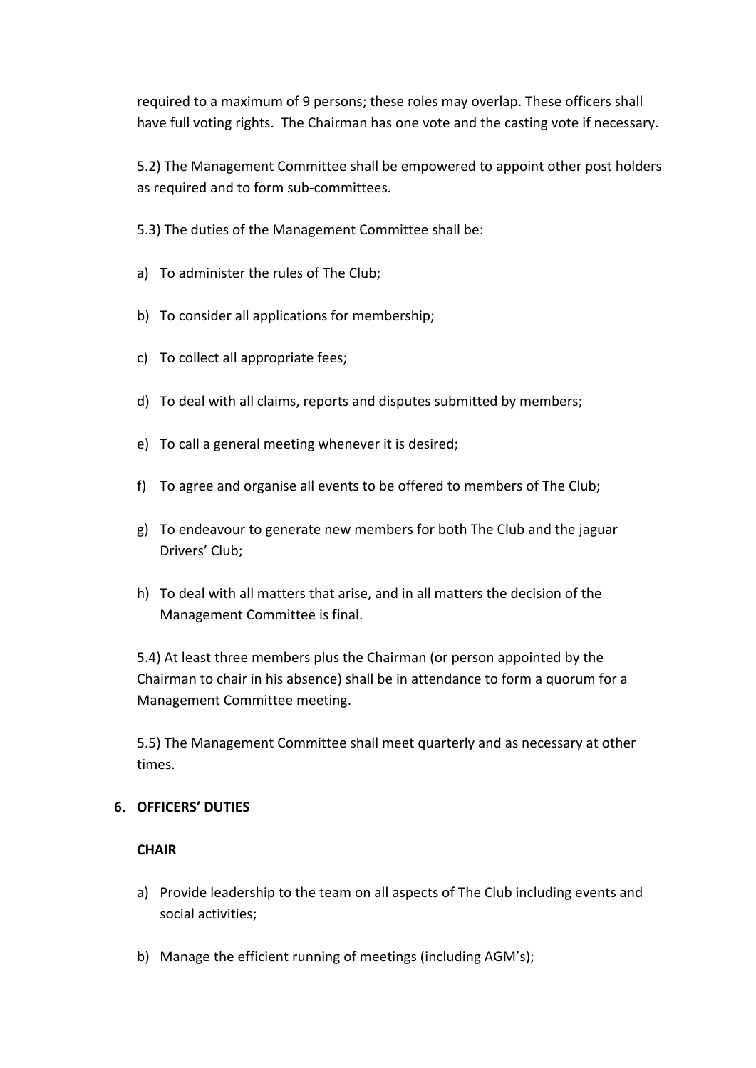required to a maximum of 9 persons; these roles may overlap. These officers shall have full voting rights. The Chairman has one vote and the casting vote if necessary.

5.2) The Management Committee shall be empowered to appoint other post holders as required and to form sub-committees.

5.3) The duties of the Management Committee shall be:

a) To administer the rules of The Club;

b) To consider all applications for membership;

c) To collect all appropriate fees;

d) To deal with all claims, reports and disputes submitted by members;

e) To call a general meeting whenever it is desired;

f) To agree and organise all events to be offered to members of The Club;

g) To endeavour to generate new members for both The Club and the jaguar Drivers' Club;

h) To deal with all matters that arise, and in all matters the decision of the Management Committee is final.

5.4) At least three members plus the Chairman (or person appointed by the Chairman to chair in his absence) shall be in attendance to form a quorum for a Management Committee meeting.

5.5) The Management Committee shall meet quarterly and as necessary at other times.

## 6. OFFICERS' DUTIES

### CHAIR

a) Provide leadership to the team on all aspects of The Club including events and social activities;

b) Manage the efficient running of meetings (including AGM's);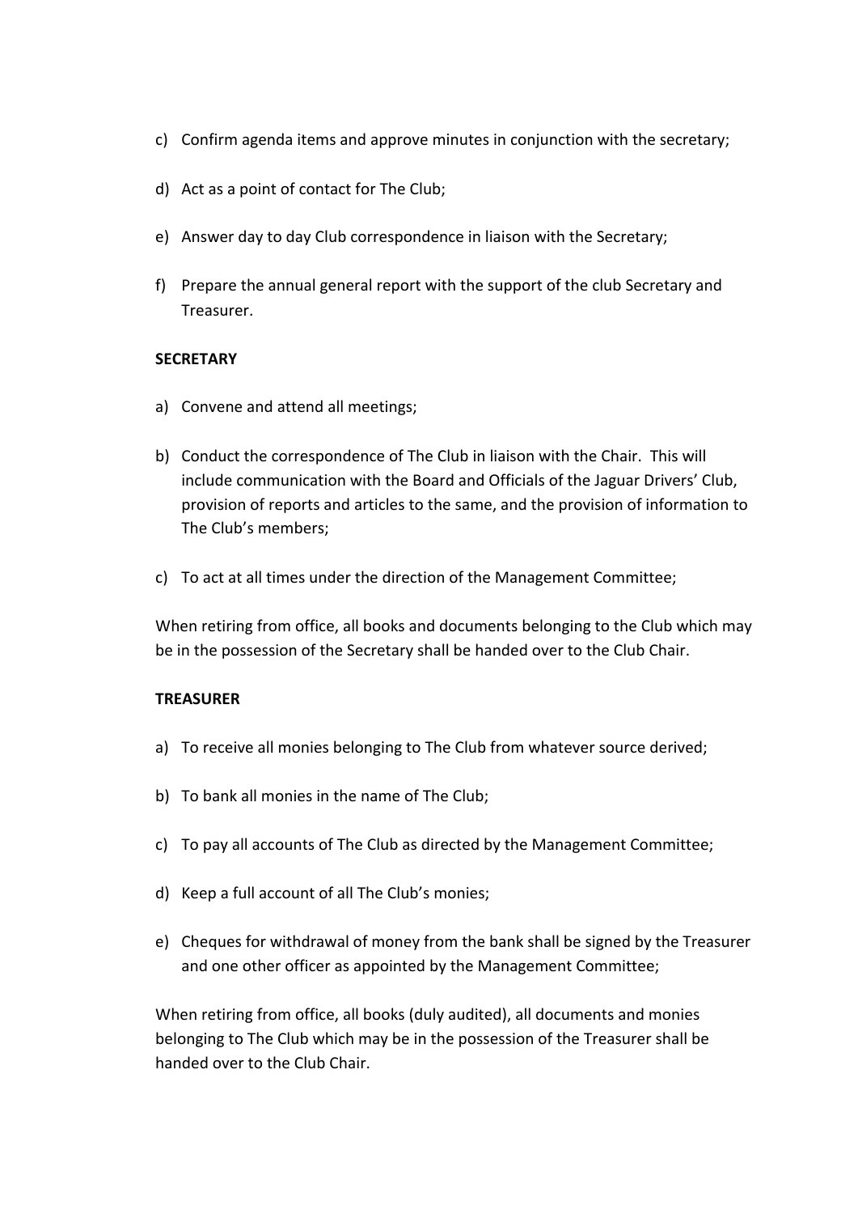c) Confirm agenda items and approve minutes in conjunction with the secretary;

d) Act as a point of contact for The Club;

e) Answer day to day Club correspondence in liaison with the Secretary;

f) Prepare the annual general report with the support of the club Secretary and Treasurer.

**SECRETARY**

a) Convene and attend all meetings;

b) Conduct the correspondence of The Club in liaison with the Chair. This will include communication with the Board and Officials of the Jaguar Drivers' Club, provision of reports and articles to the same, and the provision of information to The Club's members;

c) To act at all times under the direction of the Management Committee;

When retiring from office, all books and documents belonging to the Club which may be in the possession of the Secretary shall be handed over to the Club Chair.

**TREASURER**

a) To receive all monies belonging to The Club from whatever source derived;

b) To bank all monies in the name of The Club;

c) To pay all accounts of The Club as directed by the Management Committee;

d) Keep a full account of all The Club's monies;

e) Cheques for withdrawal of money from the bank shall be signed by the Treasurer and one other officer as appointed by the Management Committee;

When retiring from office, all books (duly audited), all documents and monies belonging to The Club which may be in the possession of the Treasurer shall be handed over to the Club Chair.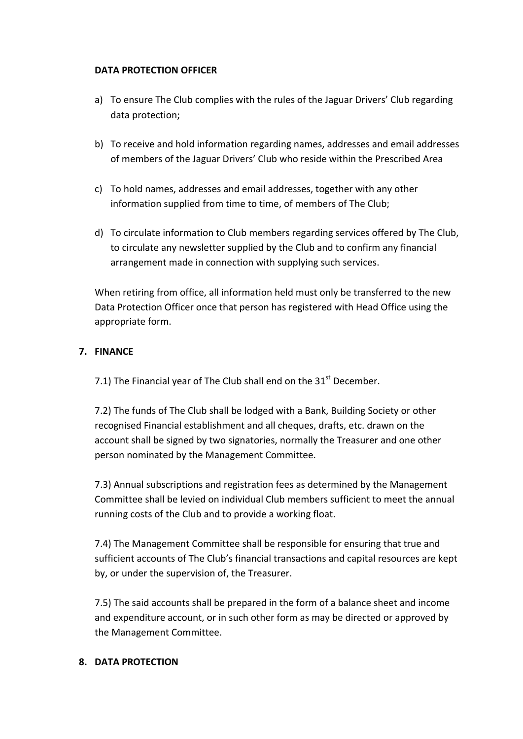**DATA PROTECTION OFFICER**

a) To ensure The Club complies with the rules of the Jaguar Drivers' Club regarding data protection;

b) To receive and hold information regarding names, addresses and email addresses of members of the Jaguar Drivers' Club who reside within the Prescribed Area

c) To hold names, addresses and email addresses, together with any other information supplied from time to time, of members of The Club;

d) To circulate information to Club members regarding services offered by The Club, to circulate any newsletter supplied by the Club and to confirm any financial arrangement made in connection with supplying such services.

When retiring from office, all information held must only be transferred to the new Data Protection Officer once that person has registered with Head Office using the appropriate form.

## 7. FINANCE

7.1) The Financial year of The Club shall end on the 31st December.

7.2) The funds of The Club shall be lodged with a Bank, Building Society or other recognised Financial establishment and all cheques, drafts, etc. drawn on the account shall be signed by two signatories, normally the Treasurer and one other person nominated by the Management Committee.

7.3) Annual subscriptions and registration fees as determined by the Management Committee shall be levied on individual Club members sufficient to meet the annual running costs of the Club and to provide a working float.

7.4) The Management Committee shall be responsible for ensuring that true and sufficient accounts of The Club's financial transactions and capital resources are kept by, or under the supervision of, the Treasurer.

7.5) The said accounts shall be prepared in the form of a balance sheet and income and expenditure account, or in such other form as may be directed or approved by the Management Committee.

## 8. DATA PROTECTION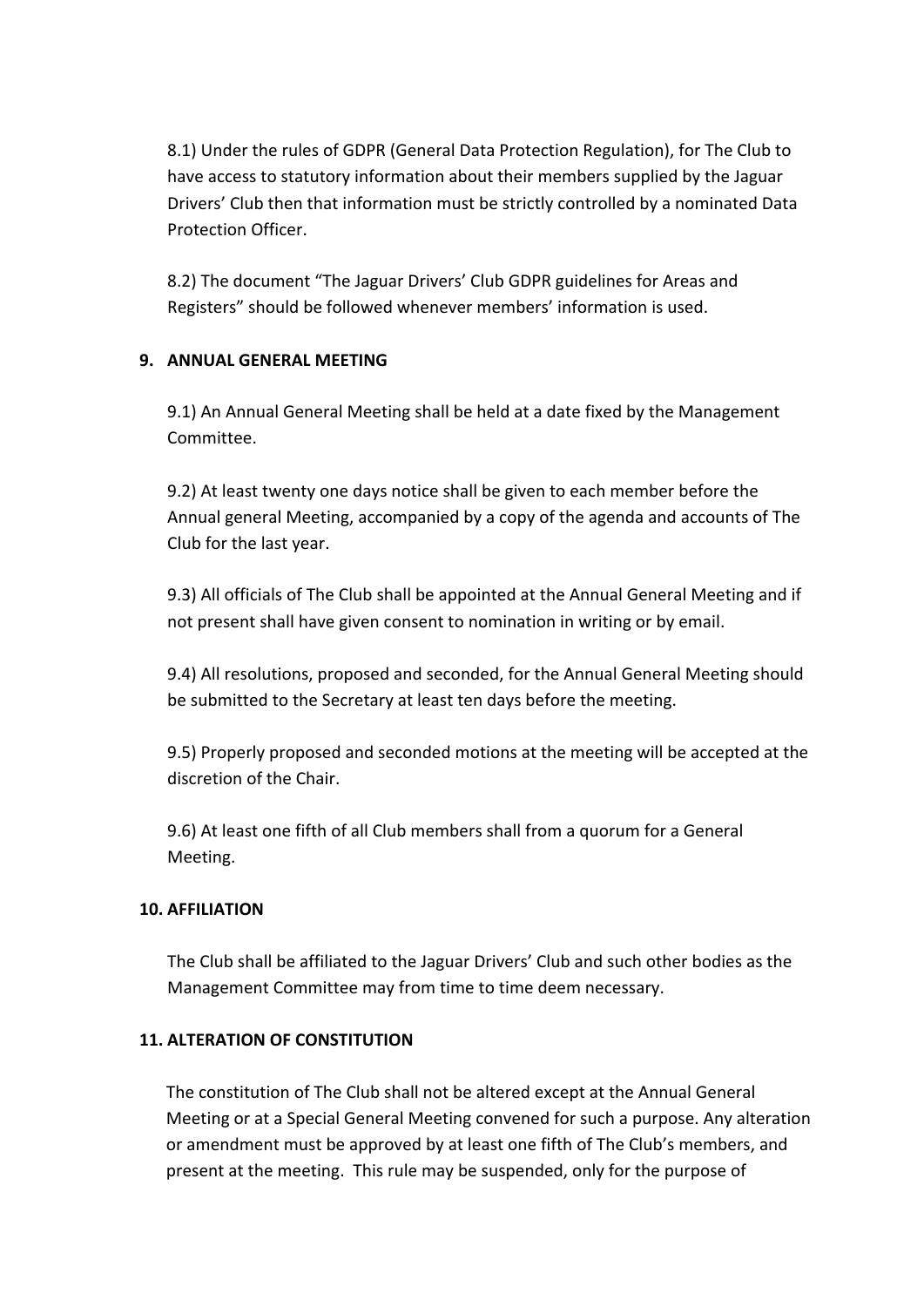8.1) Under the rules of GDPR (General Data Protection Regulation), for The Club to have access to statutory information about their members supplied by the Jaguar Drivers' Club then that information must be strictly controlled by a nominated Data Protection Officer.

8.2) The document "The Jaguar Drivers' Club GDPR guidelines for Areas and Registers" should be followed whenever members' information is used.

**9. ANNUAL GENERAL MEETING**

9.1) An Annual General Meeting shall be held at a date fixed by the Management Committee.

9.2) At least twenty one days notice shall be given to each member before the Annual general Meeting, accompanied by a copy of the agenda and accounts of The Club for the last year.

9.3) All officials of The Club shall be appointed at the Annual General Meeting and if not present shall have given consent to nomination in writing or by email.

9.4) All resolutions, proposed and seconded, for the Annual General Meeting should be submitted to the Secretary at least ten days before the meeting.

9.5) Properly proposed and seconded motions at the meeting will be accepted at the discretion of the Chair.

9.6) At least one fifth of all Club members shall from a quorum for a General Meeting.

**10. AFFILIATION**

The Club shall be affiliated to the Jaguar Drivers' Club and such other bodies as the Management Committee may from time to time deem necessary.

**11. ALTERATION OF CONSTITUTION**

The constitution of The Club shall not be altered except at the Annual General Meeting or at a Special General Meeting convened for such a purpose. Any alteration or amendment must be approved by at least one fifth of The Club's members, and present at the meeting. This rule may be suspended, only for the purpose of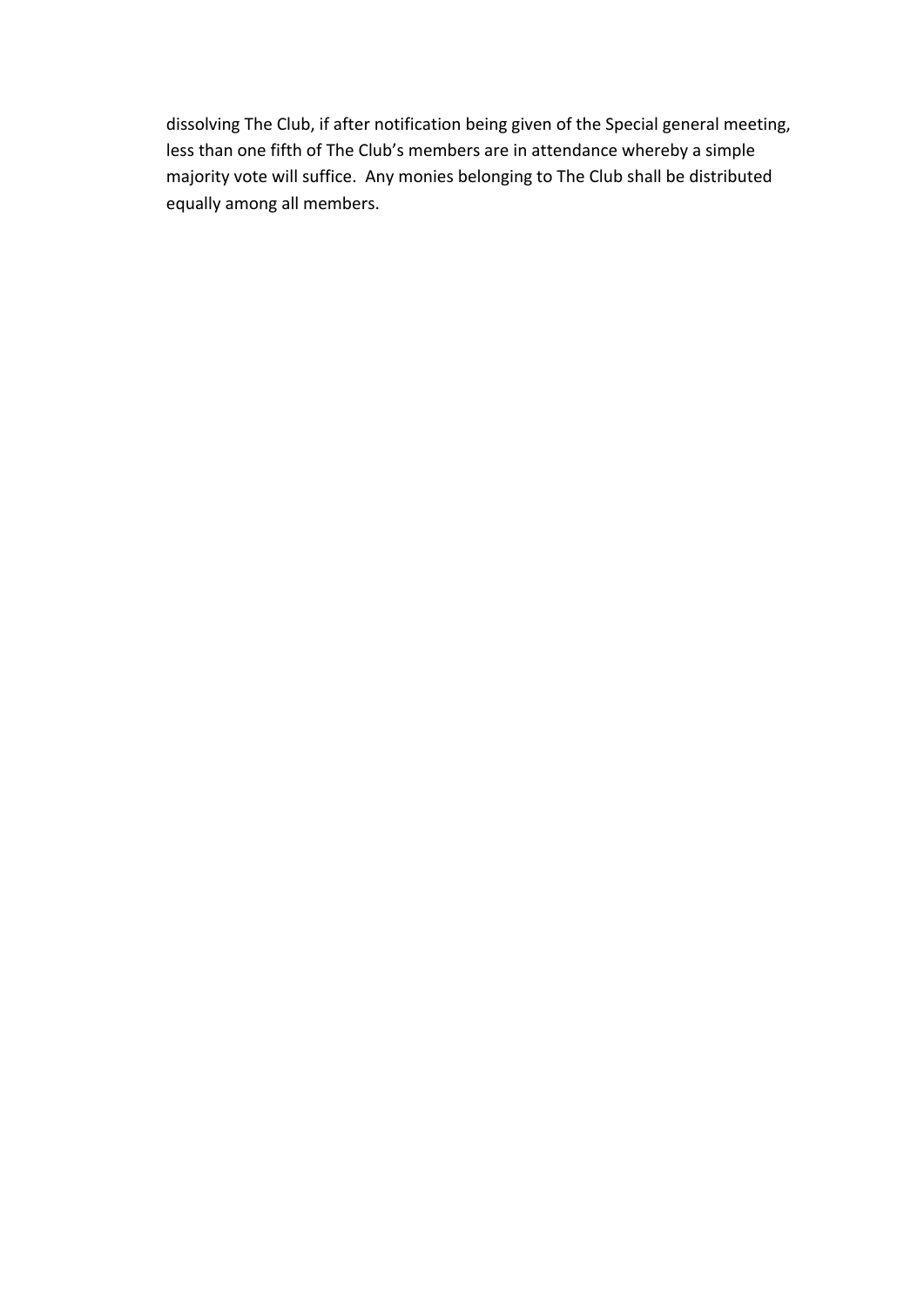dissolving The Club, if after notification being given of the Special general meeting, less than one fifth of The Club's members are in attendance whereby a simple majority vote will suffice. Any monies belonging to The Club shall be distributed equally among all members.